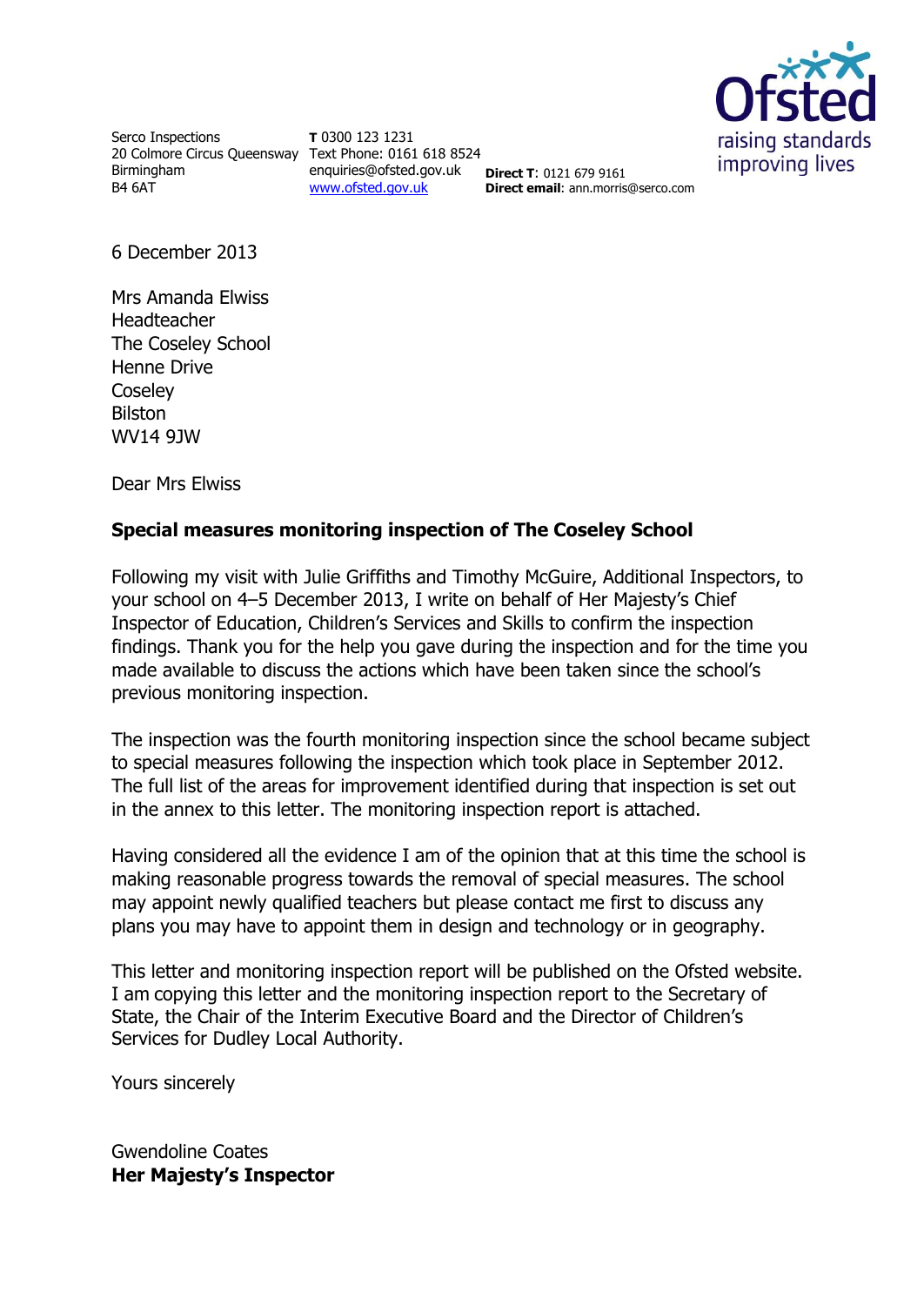Serco Inspections
20 Colmore Circus Queensway
Birmingham
B4 6AT

**T** 0300 123 1231
Text Phone: 0161 618 8524
enquiries@ofsted.gov.uk
www.ofsted.gov.uk

**Direct T**: 0121 679 9161
**Direct email**: ann.morris@serco.com

Ofsted
raising standards
improving lives

6 December 2013

Mrs Amanda Elwiss
Headteacher
The Coseley School
Henne Drive
Coseley
Bilston
WV14 9JW

Dear Mrs Elwiss

**Special measures monitoring inspection of The Coseley School**

Following my visit with Julie Griffiths and Timothy McGuire, Additional Inspectors, to your school on 4–5 December 2013, I write on behalf of Her Majesty's Chief Inspector of Education, Children's Services and Skills to confirm the inspection findings. Thank you for the help you gave during the inspection and for the time you made available to discuss the actions which have been taken since the school's previous monitoring inspection.

The inspection was the fourth monitoring inspection since the school became subject to special measures following the inspection which took place in September 2012. The full list of the areas for improvement identified during that inspection is set out in the annex to this letter. The monitoring inspection report is attached.

Having considered all the evidence I am of the opinion that at this time the school is making reasonable progress towards the removal of special measures. The school may appoint newly qualified teachers but please contact me first to discuss any plans you may have to appoint them in design and technology or in geography.

This letter and monitoring inspection report will be published on the Ofsted website. I am copying this letter and the monitoring inspection report to the Secretary of State, the Chair of the Interim Executive Board and the Director of Children's Services for Dudley Local Authority.

Yours sincerely

Gwendoline Coates
**Her Majesty's Inspector**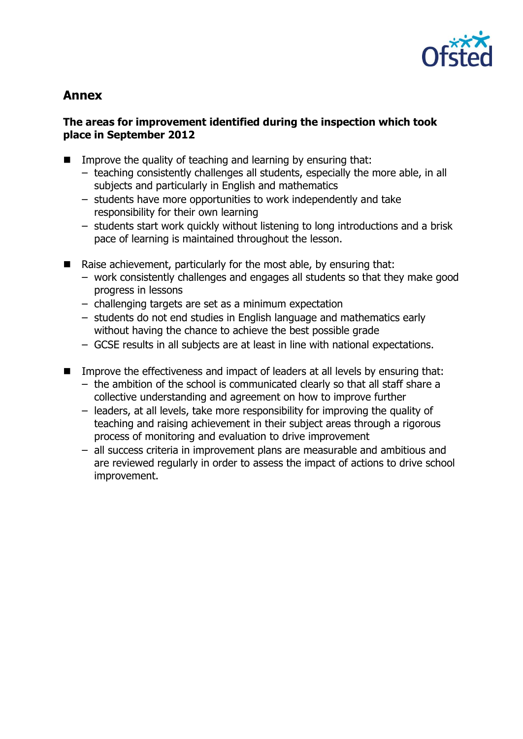## Annex

**The areas for improvement identified during the inspection which took place in September 2012**

- Improve the quality of teaching and learning by ensuring that:
  - teaching consistently challenges all students, especially the more able, in all subjects and particularly in English and mathematics
  - students have more opportunities to work independently and take responsibility for their own learning
  - students start work quickly without listening to long introductions and a brisk pace of learning is maintained throughout the lesson.

- Raise achievement, particularly for the most able, by ensuring that:
  - work consistently challenges and engages all students so that they make good progress in lessons
  - challenging targets are set as a minimum expectation
  - students do not end studies in English language and mathematics early without having the chance to achieve the best possible grade
  - GCSE results in all subjects are at least in line with national expectations.

- Improve the effectiveness and impact of leaders at all levels by ensuring that:
  - the ambition of the school is communicated clearly so that all staff share a collective understanding and agreement on how to improve further
  - leaders, at all levels, take more responsibility for improving the quality of teaching and raising achievement in their subject areas through a rigorous process of monitoring and evaluation to drive improvement
  - all success criteria in improvement plans are measurable and ambitious and are reviewed regularly in order to assess the impact of actions to drive school improvement.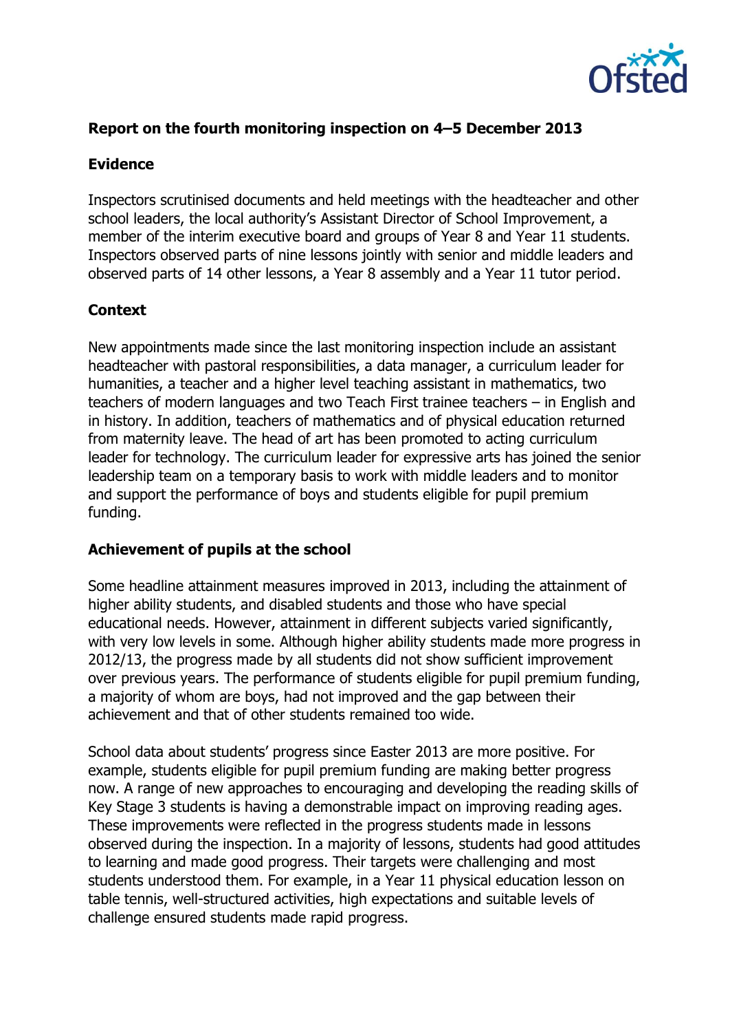## Report on the fourth monitoring inspection on 4–5 December 2013

### Evidence

Inspectors scrutinised documents and held meetings with the headteacher and other school leaders, the local authority's Assistant Director of School Improvement, a member of the interim executive board and groups of Year 8 and Year 11 students. Inspectors observed parts of nine lessons jointly with senior and middle leaders and observed parts of 14 other lessons, a Year 8 assembly and a Year 11 tutor period.

### Context

New appointments made since the last monitoring inspection include an assistant headteacher with pastoral responsibilities, a data manager, a curriculum leader for humanities, a teacher and a higher level teaching assistant in mathematics, two teachers of modern languages and two Teach First trainee teachers – in English and in history. In addition, teachers of mathematics and of physical education returned from maternity leave. The head of art has been promoted to acting curriculum leader for technology. The curriculum leader for expressive arts has joined the senior leadership team on a temporary basis to work with middle leaders and to monitor and support the performance of boys and students eligible for pupil premium funding.

### Achievement of pupils at the school

Some headline attainment measures improved in 2013, including the attainment of higher ability students, and disabled students and those who have special educational needs. However, attainment in different subjects varied significantly, with very low levels in some. Although higher ability students made more progress in 2012/13, the progress made by all students did not show sufficient improvement over previous years. The performance of students eligible for pupil premium funding, a majority of whom are boys, had not improved and the gap between their achievement and that of other students remained too wide.

School data about students' progress since Easter 2013 are more positive. For example, students eligible for pupil premium funding are making better progress now. A range of new approaches to encouraging and developing the reading skills of Key Stage 3 students is having a demonstrable impact on improving reading ages. These improvements were reflected in the progress students made in lessons observed during the inspection. In a majority of lessons, students had good attitudes to learning and made good progress. Their targets were challenging and most students understood them. For example, in a Year 11 physical education lesson on table tennis, well-structured activities, high expectations and suitable levels of challenge ensured students made rapid progress.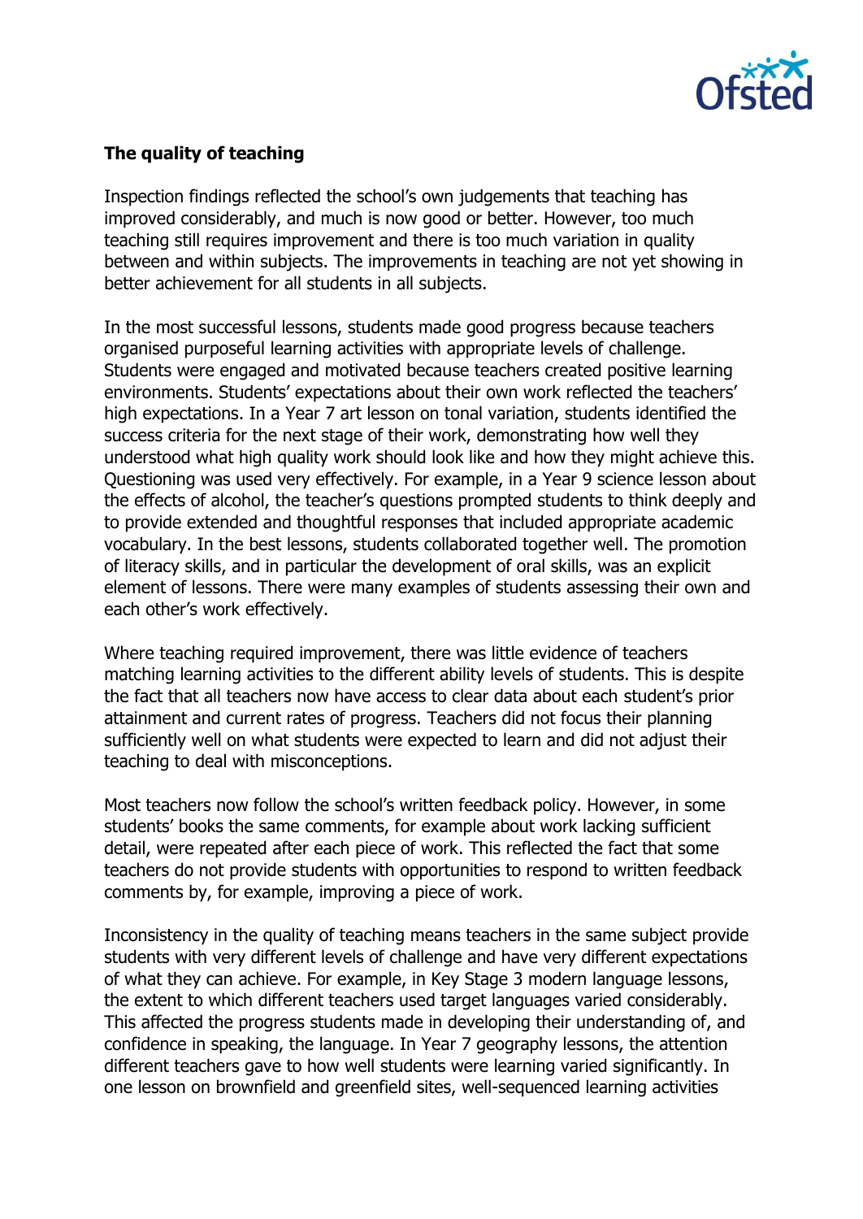## The quality of teaching

Inspection findings reflected the school's own judgements that teaching has improved considerably, and much is now good or better. However, too much teaching still requires improvement and there is too much variation in quality between and within subjects. The improvements in teaching are not yet showing in better achievement for all students in all subjects.

In the most successful lessons, students made good progress because teachers organised purposeful learning activities with appropriate levels of challenge. Students were engaged and motivated because teachers created positive learning environments. Students' expectations about their own work reflected the teachers' high expectations. In a Year 7 art lesson on tonal variation, students identified the success criteria for the next stage of their work, demonstrating how well they understood what high quality work should look like and how they might achieve this. Questioning was used very effectively. For example, in a Year 9 science lesson about the effects of alcohol, the teacher's questions prompted students to think deeply and to provide extended and thoughtful responses that included appropriate academic vocabulary. In the best lessons, students collaborated together well. The promotion of literacy skills, and in particular the development of oral skills, was an explicit element of lessons. There were many examples of students assessing their own and each other's work effectively.

Where teaching required improvement, there was little evidence of teachers matching learning activities to the different ability levels of students. This is despite the fact that all teachers now have access to clear data about each student's prior attainment and current rates of progress. Teachers did not focus their planning sufficiently well on what students were expected to learn and did not adjust their teaching to deal with misconceptions.

Most teachers now follow the school's written feedback policy. However, in some students' books the same comments, for example about work lacking sufficient detail, were repeated after each piece of work. This reflected the fact that some teachers do not provide students with opportunities to respond to written feedback comments by, for example, improving a piece of work.

Inconsistency in the quality of teaching means teachers in the same subject provide students with very different levels of challenge and have very different expectations of what they can achieve. For example, in Key Stage 3 modern language lessons, the extent to which different teachers used target languages varied considerably. This affected the progress students made in developing their understanding of, and confidence in speaking, the language. In Year 7 geography lessons, the attention different teachers gave to how well students were learning varied significantly. In one lesson on brownfield and greenfield sites, well-sequenced learning activities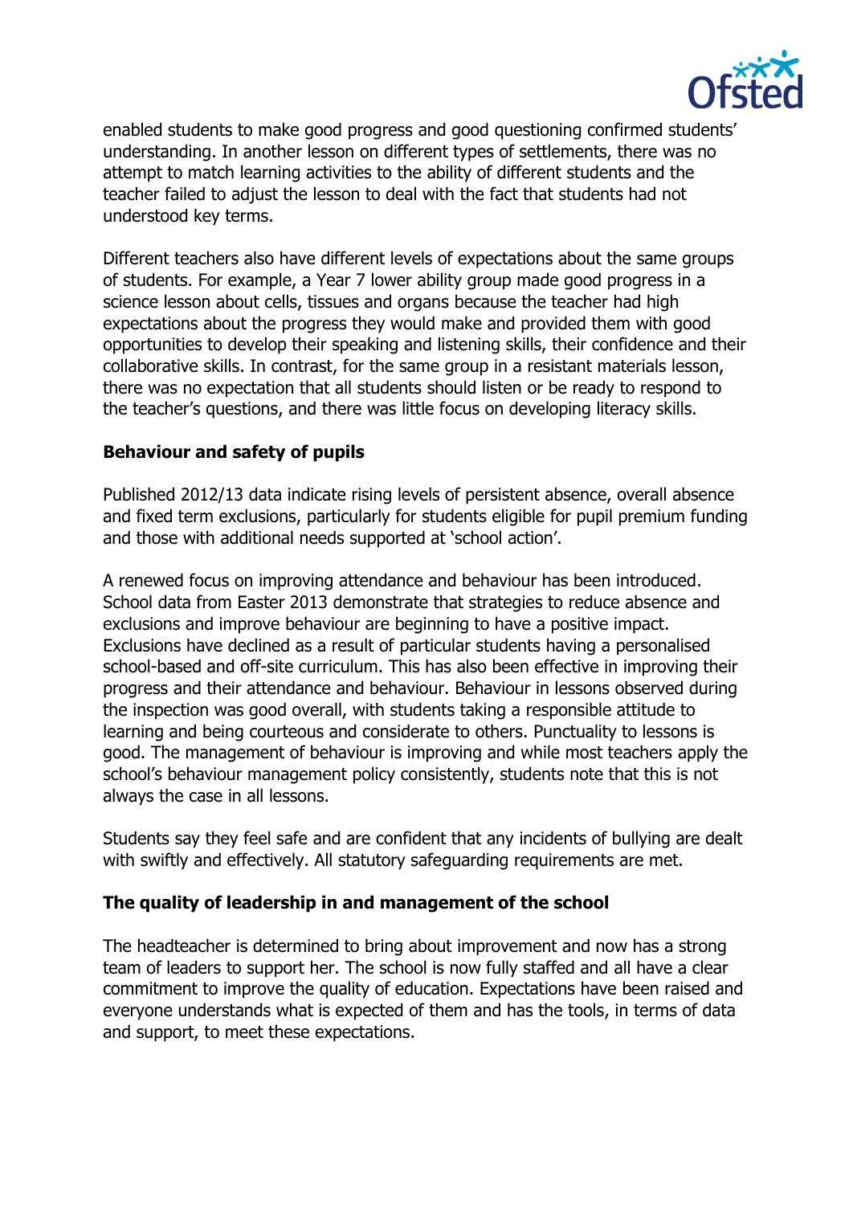enabled students to make good progress and good questioning confirmed students' understanding. In another lesson on different types of settlements, there was no attempt to match learning activities to the ability of different students and the teacher failed to adjust the lesson to deal with the fact that students had not understood key terms.

Different teachers also have different levels of expectations about the same groups of students. For example, a Year 7 lower ability group made good progress in a science lesson about cells, tissues and organs because the teacher had high expectations about the progress they would make and provided them with good opportunities to develop their speaking and listening skills, their confidence and their collaborative skills. In contrast, for the same group in a resistant materials lesson, there was no expectation that all students should listen or be ready to respond to the teacher's questions, and there was little focus on developing literacy skills.

### Behaviour and safety of pupils

Published 2012/13 data indicate rising levels of persistent absence, overall absence and fixed term exclusions, particularly for students eligible for pupil premium funding and those with additional needs supported at 'school action'.

A renewed focus on improving attendance and behaviour has been introduced. School data from Easter 2013 demonstrate that strategies to reduce absence and exclusions and improve behaviour are beginning to have a positive impact. Exclusions have declined as a result of particular students having a personalised school-based and off-site curriculum. This has also been effective in improving their progress and their attendance and behaviour. Behaviour in lessons observed during the inspection was good overall, with students taking a responsible attitude to learning and being courteous and considerate to others. Punctuality to lessons is good. The management of behaviour is improving and while most teachers apply the school's behaviour management policy consistently, students note that this is not always the case in all lessons.

Students say they feel safe and are confident that any incidents of bullying are dealt with swiftly and effectively. All statutory safeguarding requirements are met.

### The quality of leadership in and management of the school

The headteacher is determined to bring about improvement and now has a strong team of leaders to support her. The school is now fully staffed and all have a clear commitment to improve the quality of education. Expectations have been raised and everyone understands what is expected of them and has the tools, in terms of data and support, to meet these expectations.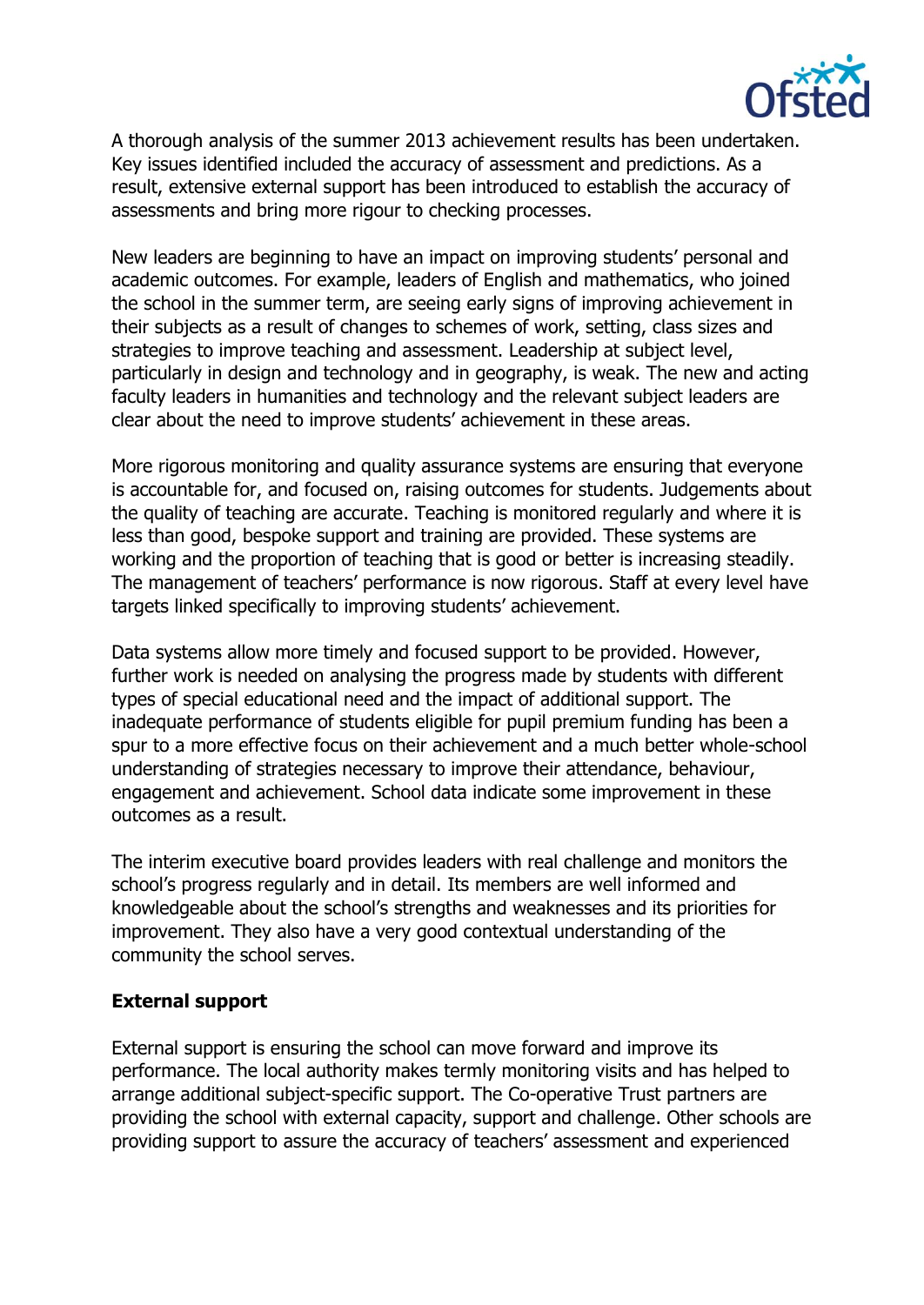A thorough analysis of the summer 2013 achievement results has been undertaken. Key issues identified included the accuracy of assessment and predictions. As a result, extensive external support has been introduced to establish the accuracy of assessments and bring more rigour to checking processes.

New leaders are beginning to have an impact on improving students' personal and academic outcomes. For example, leaders of English and mathematics, who joined the school in the summer term, are seeing early signs of improving achievement in their subjects as a result of changes to schemes of work, setting, class sizes and strategies to improve teaching and assessment. Leadership at subject level, particularly in design and technology and in geography, is weak. The new and acting faculty leaders in humanities and technology and the relevant subject leaders are clear about the need to improve students' achievement in these areas.

More rigorous monitoring and quality assurance systems are ensuring that everyone is accountable for, and focused on, raising outcomes for students. Judgements about the quality of teaching are accurate. Teaching is monitored regularly and where it is less than good, bespoke support and training are provided. These systems are working and the proportion of teaching that is good or better is increasing steadily. The management of teachers' performance is now rigorous. Staff at every level have targets linked specifically to improving students' achievement.

Data systems allow more timely and focused support to be provided. However, further work is needed on analysing the progress made by students with different types of special educational need and the impact of additional support. The inadequate performance of students eligible for pupil premium funding has been a spur to a more effective focus on their achievement and a much better whole-school understanding of strategies necessary to improve their attendance, behaviour, engagement and achievement. School data indicate some improvement in these outcomes as a result.

The interim executive board provides leaders with real challenge and monitors the school's progress regularly and in detail. Its members are well informed and knowledgeable about the school's strengths and weaknesses and its priorities for improvement. They also have a very good contextual understanding of the community the school serves.

**External support**

External support is ensuring the school can move forward and improve its performance. The local authority makes termly monitoring visits and has helped to arrange additional subject-specific support. The Co-operative Trust partners are providing the school with external capacity, support and challenge. Other schools are providing support to assure the accuracy of teachers' assessment and experienced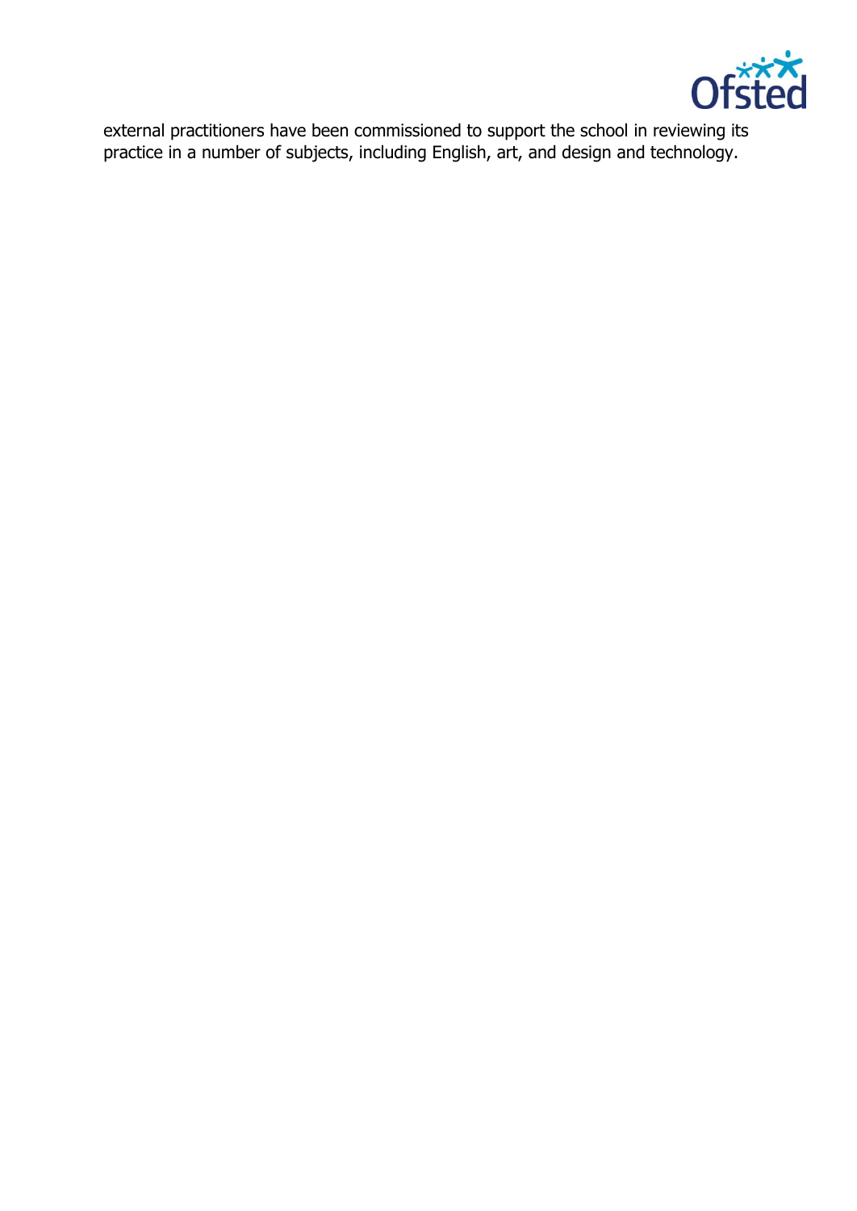external practitioners have been commissioned to support the school in reviewing its practice in a number of subjects, including English, art, and design and technology.